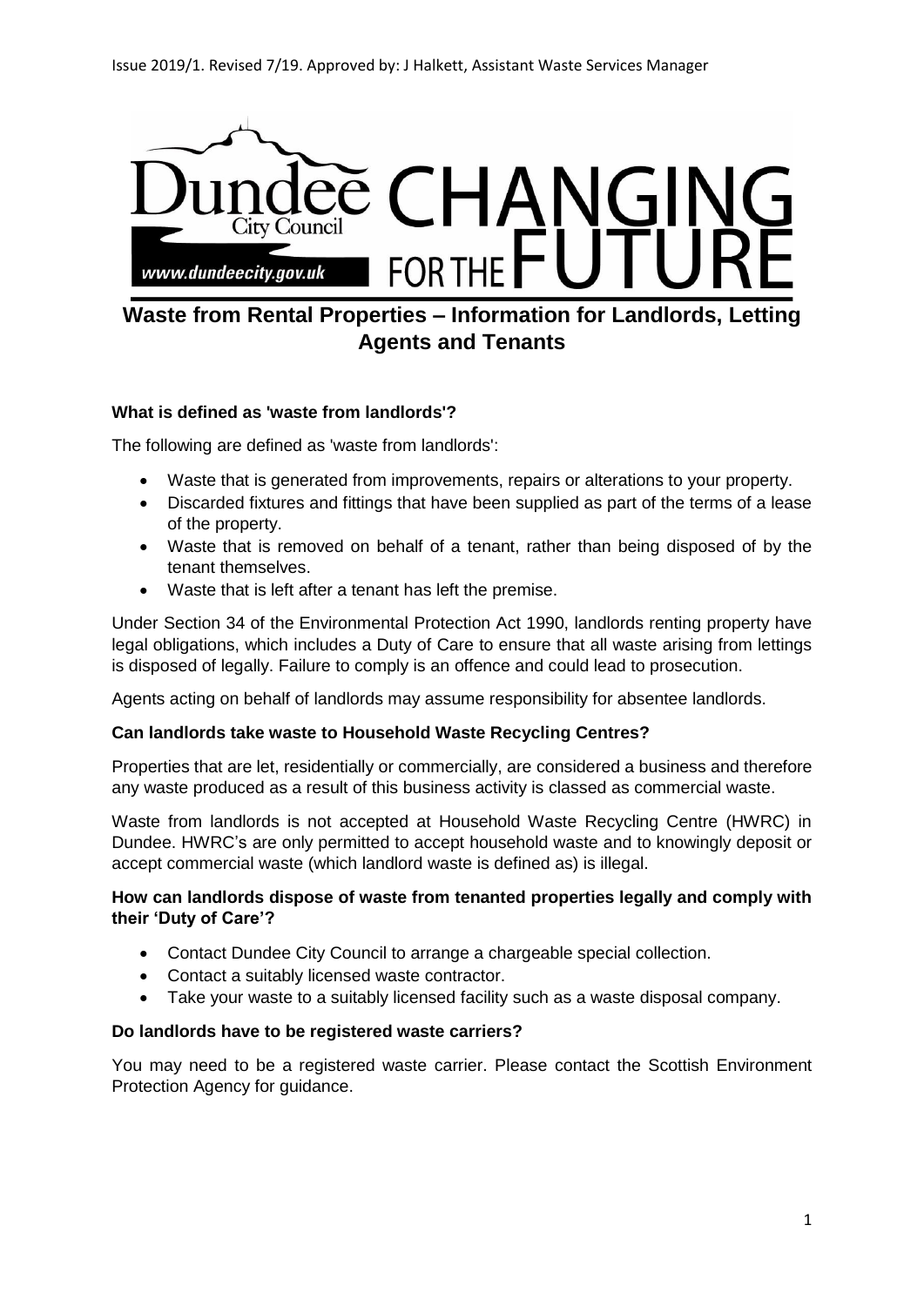Issue 2019/1. Revised 7/19. Approved by: J Halkett, Assistant Waste Services Manager

Dundee City Council CHANGING FOR THE FUTURE
www.dundeecity.gov.uk

# Waste from Rental Properties – Information for Landlords, Letting Agents and Tenants

**What is defined as 'waste from landlords'?**

The following are defined as 'waste from landlords':

- Waste that is generated from improvements, repairs or alterations to your property.
- Discarded fixtures and fittings that have been supplied as part of the terms of a lease of the property.
- Waste that is removed on behalf of a tenant, rather than being disposed of by the tenant themselves.
- Waste that is left after a tenant has left the premise.

Under Section 34 of the Environmental Protection Act 1990, landlords renting property have legal obligations, which includes a Duty of Care to ensure that all waste arising from lettings is disposed of legally. Failure to comply is an offence and could lead to prosecution.

Agents acting on behalf of landlords may assume responsibility for absentee landlords.

**Can landlords take waste to Household Waste Recycling Centres?**

Properties that are let, residentially or commercially, are considered a business and therefore any waste produced as a result of this business activity is classed as commercial waste.

Waste from landlords is not accepted at Household Waste Recycling Centre (HWRC) in Dundee. HWRC's are only permitted to accept household waste and to knowingly deposit or accept commercial waste (which landlord waste is defined as) is illegal.

**How can landlords dispose of waste from tenanted properties legally and comply with their 'Duty of Care'?**

- Contact Dundee City Council to arrange a chargeable special collection.
- Contact a suitably licensed waste contractor.
- Take your waste to a suitably licensed facility such as a waste disposal company.

**Do landlords have to be registered waste carriers?**

You may need to be a registered waste carrier. Please contact the Scottish Environment Protection Agency for guidance.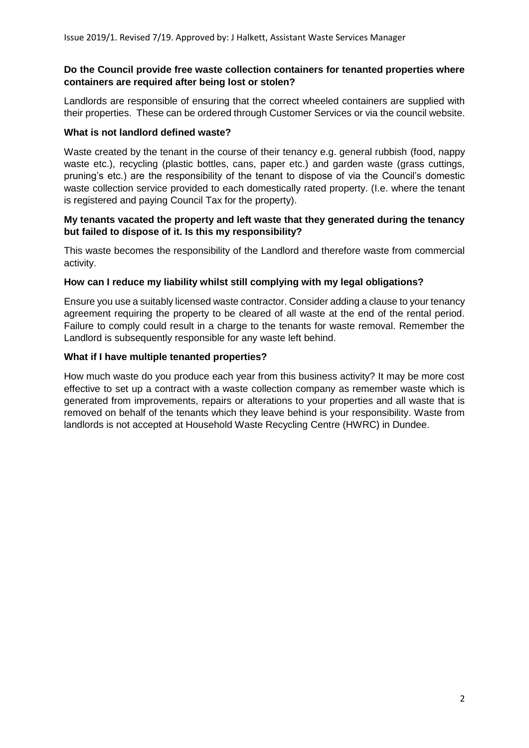**Do the Council provide free waste collection containers for tenanted properties where containers are required after being lost or stolen?**

Landlords are responsible of ensuring that the correct wheeled containers are supplied with their properties. These can be ordered through Customer Services or via the council website.

**What is not landlord defined waste?**

Waste created by the tenant in the course of their tenancy e.g. general rubbish (food, nappy waste etc.), recycling (plastic bottles, cans, paper etc.) and garden waste (grass cuttings, pruning's etc.) are the responsibility of the tenant to dispose of via the Council's domestic waste collection service provided to each domestically rated property. (I.e. where the tenant is registered and paying Council Tax for the property).

**My tenants vacated the property and left waste that they generated during the tenancy but failed to dispose of it. Is this my responsibility?**

This waste becomes the responsibility of the Landlord and therefore waste from commercial activity.

**How can I reduce my liability whilst still complying with my legal obligations?**

Ensure you use a suitably licensed waste contractor. Consider adding a clause to your tenancy agreement requiring the property to be cleared of all waste at the end of the rental period. Failure to comply could result in a charge to the tenants for waste removal. Remember the Landlord is subsequently responsible for any waste left behind.

**What if I have multiple tenanted properties?**

How much waste do you produce each year from this business activity? It may be more cost effective to set up a contract with a waste collection company as remember waste which is generated from improvements, repairs or alterations to your properties and all waste that is removed on behalf of the tenants which they leave behind is your responsibility. Waste from landlords is not accepted at Household Waste Recycling Centre (HWRC) in Dundee.